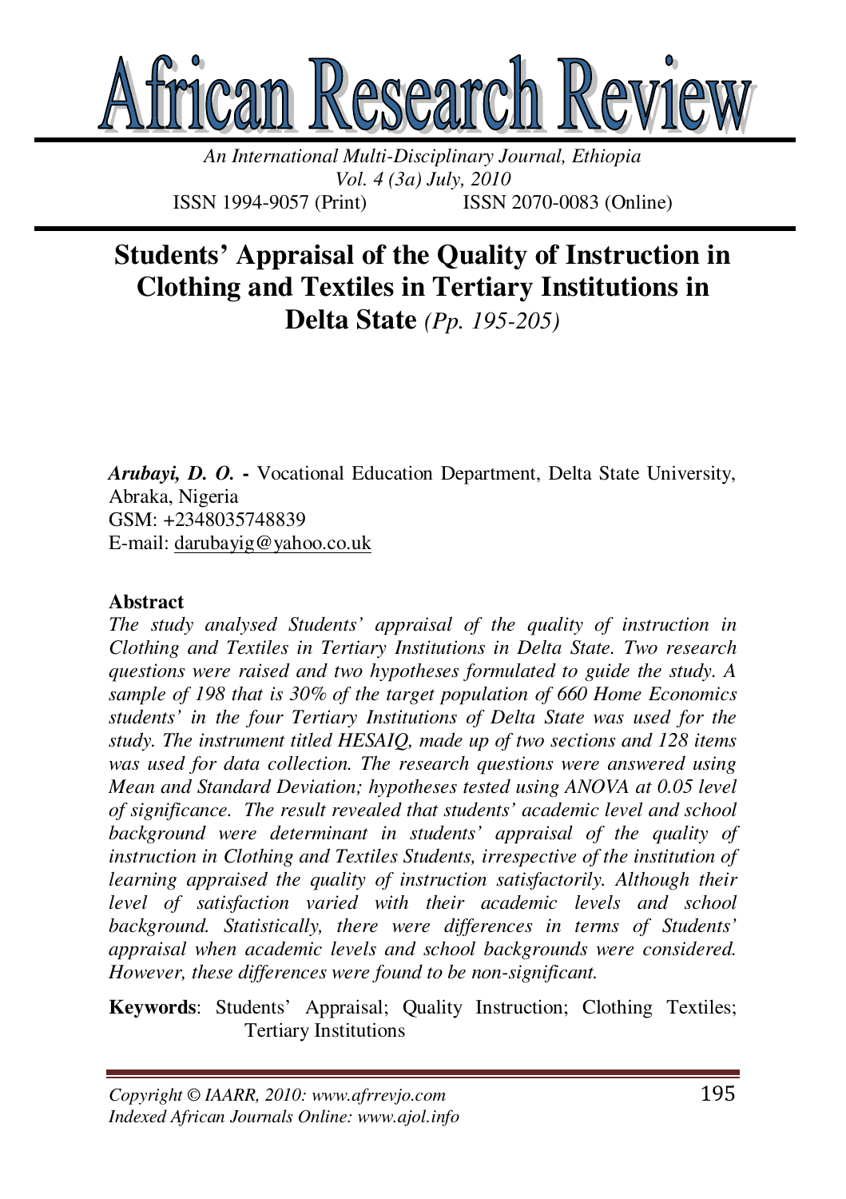# African Research Review

*An International Multi-Disciplinary Journal, Ethiopia*
*Vol. 4 (3a) July, 2010*
ISSN 1994-9057 (Print) ISSN 2070-0083 (Online)

## Students' Appraisal of the Quality of Instruction in Clothing and Textiles in Tertiary Institutions in Delta State *(Pp. 195-205)*

***Arubayi, D. O.*** **-** Vocational Education Department, Delta State University, Abraka, Nigeria
GSM: +2348035748839
E-mail: darubayig@yahoo.co.uk

### Abstract

*The study analysed Students' appraisal of the quality of instruction in Clothing and Textiles in Tertiary Institutions in Delta State. Two research questions were raised and two hypotheses formulated to guide the study. A sample of 198 that is 30% of the target population of 660 Home Economics students' in the four Tertiary Institutions of Delta State was used for the study. The instrument titled HESAIQ, made up of two sections and 128 items was used for data collection. The research questions were answered using Mean and Standard Deviation; hypotheses tested using ANOVA at 0.05 level of significance. The result revealed that students' academic level and school background were determinant in students' appraisal of the quality of instruction in Clothing and Textiles Students, irrespective of the institution of learning appraised the quality of instruction satisfactorily. Although their level of satisfaction varied with their academic levels and school background. Statistically, there were differences in terms of Students' appraisal when academic levels and school backgrounds were considered. However, these differences were found to be non-significant.*

**Keywords**: Students' Appraisal; Quality Instruction; Clothing Textiles; Tertiary Institutions

*Copyright © IAARR, 2010: www.afrrevjo.com*
*Indexed African Journals Online: www.ajol.info*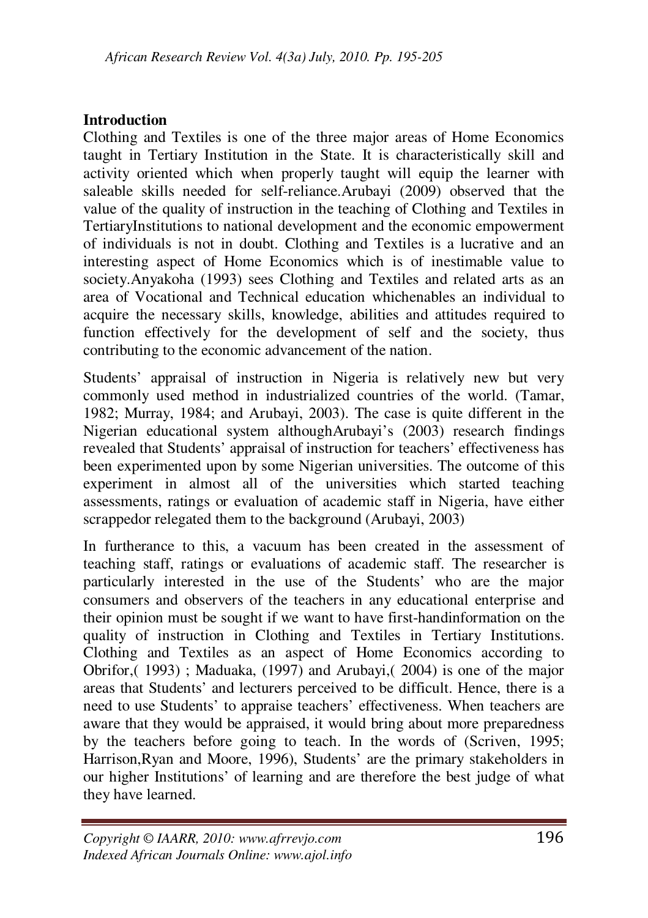## Introduction

Clothing and Textiles is one of the three major areas of Home Economics taught in Tertiary Institution in the State. It is characteristically skill and activity oriented which when properly taught will equip the learner with saleable skills needed for self-reliance.Arubayi (2009) observed that the value of the quality of instruction in the teaching of Clothing and Textiles in TertiaryInstitutions to national development and the economic empowerment of individuals is not in doubt. Clothing and Textiles is a lucrative and an interesting aspect of Home Economics which is of inestimable value to society.Anyakoha (1993) sees Clothing and Textiles and related arts as an area of Vocational and Technical education whichenables an individual to acquire the necessary skills, knowledge, abilities and attitudes required to function effectively for the development of self and the society, thus contributing to the economic advancement of the nation.

Students' appraisal of instruction in Nigeria is relatively new but very commonly used method in industrialized countries of the world. (Tamar, 1982; Murray, 1984; and Arubayi, 2003). The case is quite different in the Nigerian educational system althoughArubayi's (2003) research findings revealed that Students' appraisal of instruction for teachers' effectiveness has been experimented upon by some Nigerian universities. The outcome of this experiment in almost all of the universities which started teaching assessments, ratings or evaluation of academic staff in Nigeria, have either scrappedor relegated them to the background (Arubayi, 2003)

In furtherance to this, a vacuum has been created in the assessment of teaching staff, ratings or evaluations of academic staff. The researcher is particularly interested in the use of the Students' who are the major consumers and observers of the teachers in any educational enterprise and their opinion must be sought if we want to have first-handinformation on the quality of instruction in Clothing and Textiles in Tertiary Institutions. Clothing and Textiles as an aspect of Home Economics according to Obrifor,( 1993) ; Maduaka, (1997) and Arubayi,( 2004) is one of the major areas that Students' and lecturers perceived to be difficult. Hence, there is a need to use Students' to appraise teachers' effectiveness. When teachers are aware that they would be appraised, it would bring about more preparedness by the teachers before going to teach. In the words of (Scriven, 1995; Harrison,Ryan and Moore, 1996), Students' are the primary stakeholders in our higher Institutions' of learning and are therefore the best judge of what they have learned.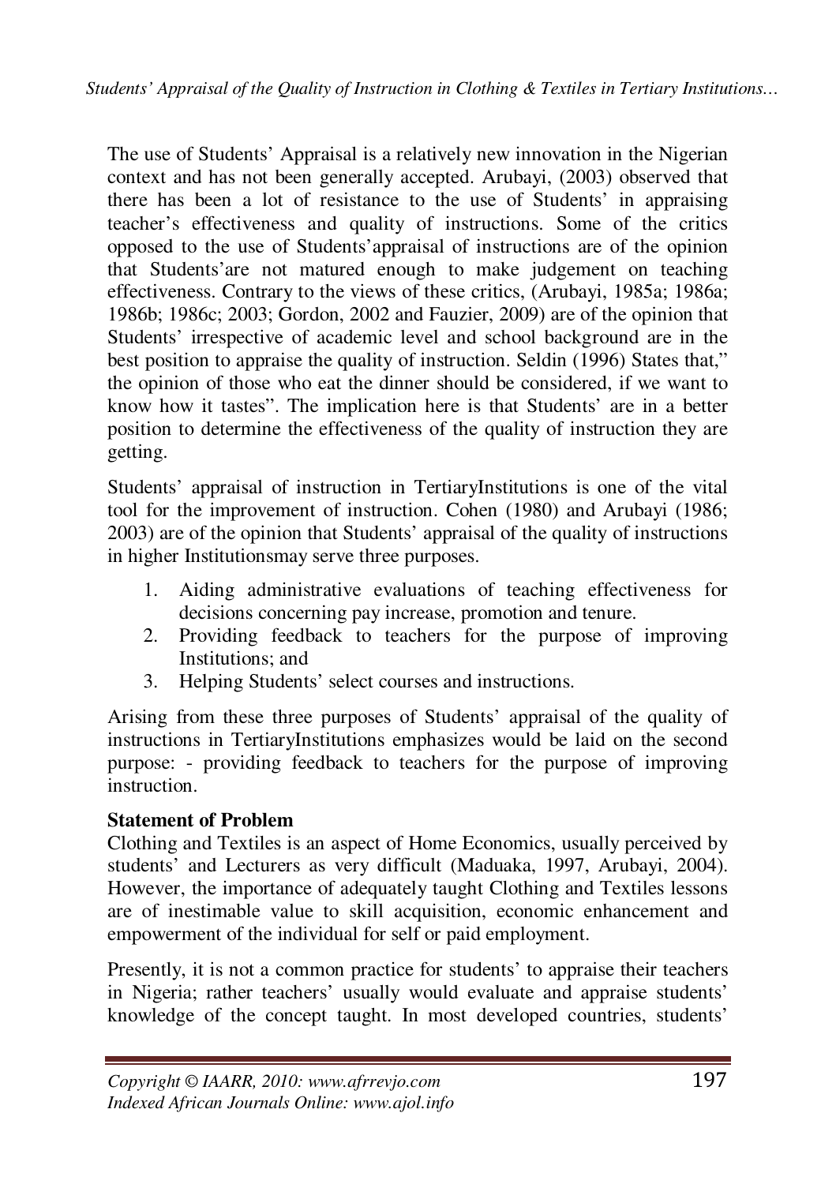The use of Students' Appraisal is a relatively new innovation in the Nigerian context and has not been generally accepted. Arubayi, (2003) observed that there has been a lot of resistance to the use of Students' in appraising teacher's effectiveness and quality of instructions. Some of the critics opposed to the use of Students'appraisal of instructions are of the opinion that Students'are not matured enough to make judgement on teaching effectiveness. Contrary to the views of these critics, (Arubayi, 1985a; 1986a; 1986b; 1986c; 2003; Gordon, 2002 and Fauzier, 2009) are of the opinion that Students' irrespective of academic level and school background are in the best position to appraise the quality of instruction. Seldin (1996) States that," the opinion of those who eat the dinner should be considered, if we want to know how it tastes". The implication here is that Students' are in a better position to determine the effectiveness of the quality of instruction they are getting.

Students' appraisal of instruction in TertiaryInstitutions is one of the vital tool for the improvement of instruction. Cohen (1980) and Arubayi (1986; 2003) are of the opinion that Students' appraisal of the quality of instructions in higher Institutionsmay serve three purposes.

1. Aiding administrative evaluations of teaching effectiveness for decisions concerning pay increase, promotion and tenure.
2. Providing feedback to teachers for the purpose of improving Institutions; and
3. Helping Students' select courses and instructions.

Arising from these three purposes of Students' appraisal of the quality of instructions in TertiaryInstitutions emphasizes would be laid on the second purpose: - providing feedback to teachers for the purpose of improving instruction.

**Statement of Problem**

Clothing and Textiles is an aspect of Home Economics, usually perceived by students' and Lecturers as very difficult (Maduaka, 1997, Arubayi, 2004). However, the importance of adequately taught Clothing and Textiles lessons are of inestimable value to skill acquisition, economic enhancement and empowerment of the individual for self or paid employment.

Presently, it is not a common practice for students' to appraise their teachers in Nigeria; rather teachers' usually would evaluate and appraise students' knowledge of the concept taught. In most developed countries, students'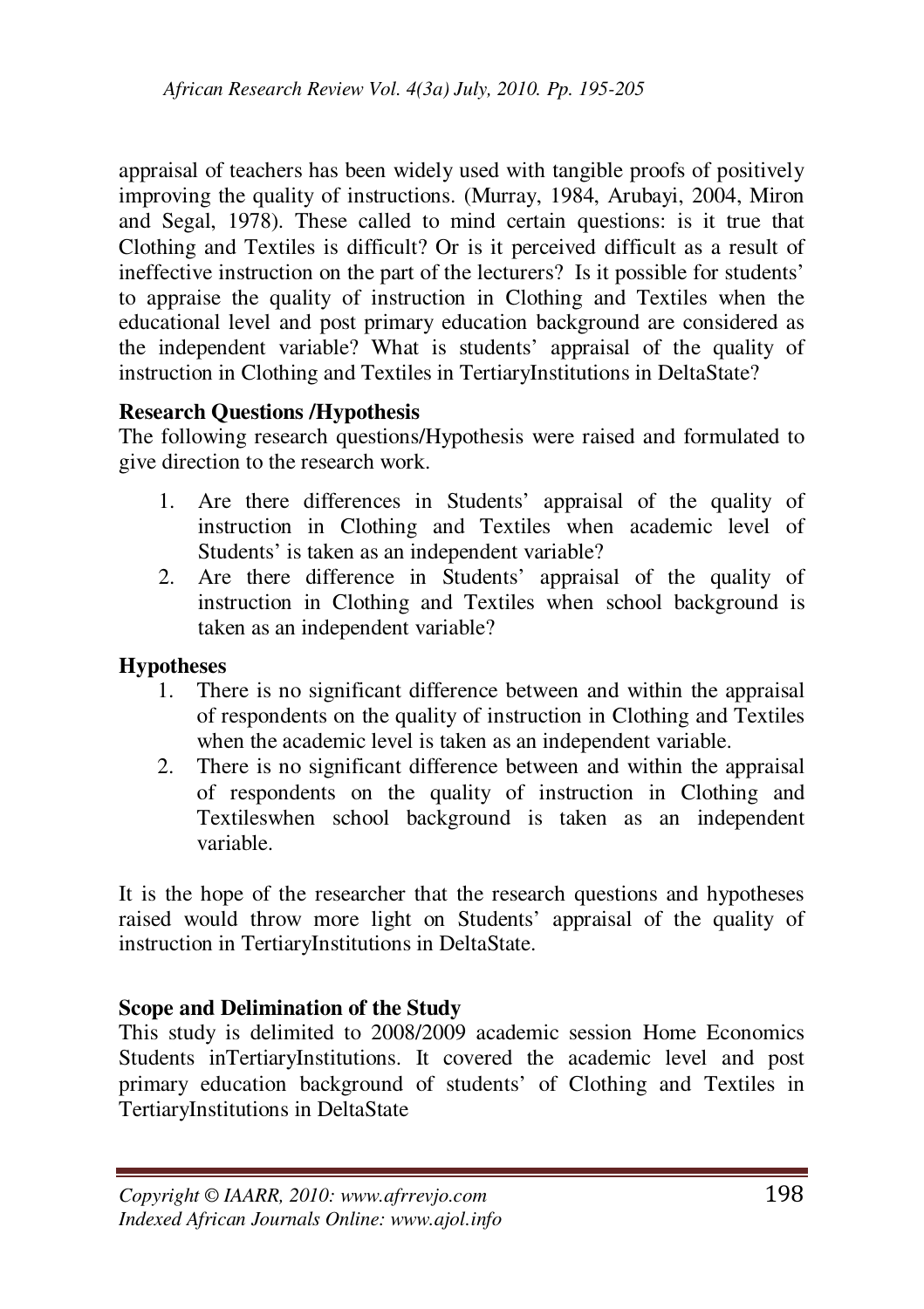appraisal of teachers has been widely used with tangible proofs of positively improving the quality of instructions. (Murray, 1984, Arubayi, 2004, Miron and Segal, 1978). These called to mind certain questions: is it true that Clothing and Textiles is difficult? Or is it perceived difficult as a result of ineffective instruction on the part of the lecturers? Is it possible for students' to appraise the quality of instruction in Clothing and Textiles when the educational level and post primary education background are considered as the independent variable? What is students' appraisal of the quality of instruction in Clothing and Textiles in TertiaryInstitutions in DeltaState?

**Research Questions /Hypothesis**

The following research questions/Hypothesis were raised and formulated to give direction to the research work.

1. Are there differences in Students' appraisal of the quality of instruction in Clothing and Textiles when academic level of Students' is taken as an independent variable?
2. Are there difference in Students' appraisal of the quality of instruction in Clothing and Textiles when school background is taken as an independent variable?

**Hypotheses**

1. There is no significant difference between and within the appraisal of respondents on the quality of instruction in Clothing and Textiles when the academic level is taken as an independent variable.
2. There is no significant difference between and within the appraisal of respondents on the quality of instruction in Clothing and Textileswhen school background is taken as an independent variable.

It is the hope of the researcher that the research questions and hypotheses raised would throw more light on Students' appraisal of the quality of instruction in TertiaryInstitutions in DeltaState.

**Scope and Delimination of the Study**

This study is delimited to 2008/2009 academic session Home Economics Students inTertiaryInstitutions. It covered the academic level and post primary education background of students' of Clothing and Textiles in TertiaryInstitutions in DeltaState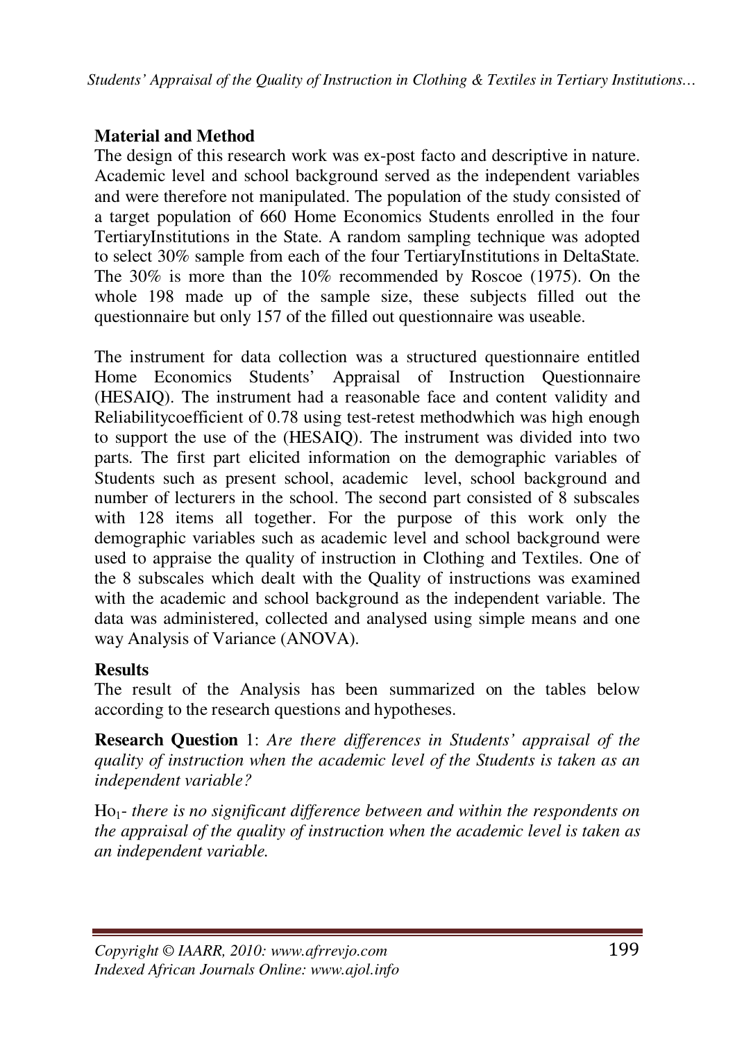## Material and Method

The design of this research work was ex-post facto and descriptive in nature. Academic level and school background served as the independent variables and were therefore not manipulated. The population of the study consisted of a target population of 660 Home Economics Students enrolled in the four TertiaryInstitutions in the State. A random sampling technique was adopted to select 30% sample from each of the four TertiaryInstitutions in DeltaState. The 30% is more than the 10% recommended by Roscoe (1975). On the whole 198 made up of the sample size, these subjects filled out the questionnaire but only 157 of the filled out questionnaire was useable.

The instrument for data collection was a structured questionnaire entitled Home Economics Students' Appraisal of Instruction Questionnaire (HESAIQ). The instrument had a reasonable face and content validity and Reliabilitycoefficient of 0.78 using test-retest methodwhich was high enough to support the use of the (HESAIQ). The instrument was divided into two parts. The first part elicited information on the demographic variables of Students such as present school, academic level, school background and number of lecturers in the school. The second part consisted of 8 subscales with 128 items all together. For the purpose of this work only the demographic variables such as academic level and school background were used to appraise the quality of instruction in Clothing and Textiles. One of the 8 subscales which dealt with the Quality of instructions was examined with the academic and school background as the independent variable. The data was administered, collected and analysed using simple means and one way Analysis of Variance (ANOVA).

## Results

The result of the Analysis has been summarized on the tables below according to the research questions and hypotheses.

**Research Question** 1: *Are there differences in Students' appraisal of the quality of instruction when the academic level of the Students is taken as an independent variable?*

$Ho_1$- *there is no significant difference between and within the respondents on the appraisal of the quality of instruction when the academic level is taken as an independent variable.*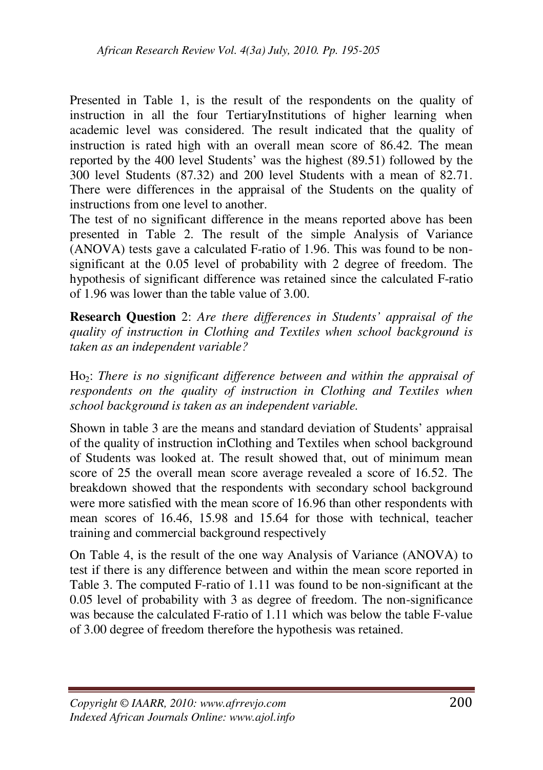Presented in Table 1, is the result of the respondents on the quality of instruction in all the four TertiaryInstitutions of higher learning when academic level was considered. The result indicated that the quality of instruction is rated high with an overall mean score of 86.42. The mean reported by the 400 level Students' was the highest (89.51) followed by the 300 level Students (87.32) and 200 level Students with a mean of 82.71. There were differences in the appraisal of the Students on the quality of instructions from one level to another.

The test of no significant difference in the means reported above has been presented in Table 2. The result of the simple Analysis of Variance (ANOVA) tests gave a calculated F-ratio of 1.96. This was found to be non-significant at the 0.05 level of probability with 2 degree of freedom. The hypothesis of significant difference was retained since the calculated F-ratio of 1.96 was lower than the table value of 3.00.

**Research Question** 2: *Are there differences in Students' appraisal of the quality of instruction in Clothing and Textiles when school background is taken as an independent variable?*

$Ho_2$: *There is no significant difference between and within the appraisal of respondents on the quality of instruction in Clothing and Textiles when school background is taken as an independent variable.*

Shown in table 3 are the means and standard deviation of Students' appraisal of the quality of instruction inClothing and Textiles when school background of Students was looked at. The result showed that, out of minimum mean score of 25 the overall mean score average revealed a score of 16.52. The breakdown showed that the respondents with secondary school background were more satisfied with the mean score of 16.96 than other respondents with mean scores of 16.46, 15.98 and 15.64 for those with technical, teacher training and commercial background respectively

On Table 4, is the result of the one way Analysis of Variance (ANOVA) to test if there is any difference between and within the mean score reported in Table 3. The computed F-ratio of 1.11 was found to be non-significant at the 0.05 level of probability with 3 as degree of freedom. The non-significance was because the calculated F-ratio of 1.11 which was below the table F-value of 3.00 degree of freedom therefore the hypothesis was retained.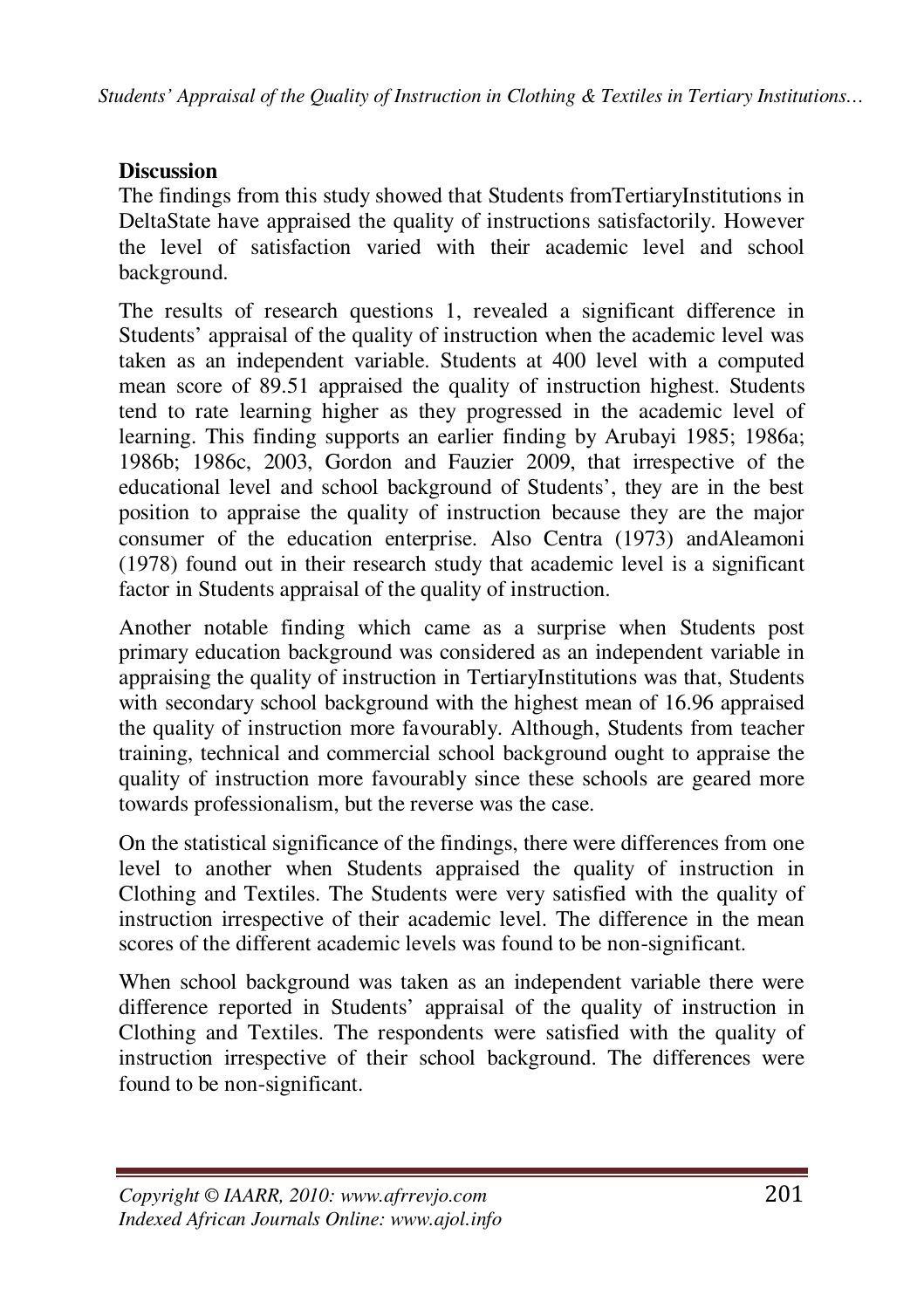**Discussion**

The findings from this study showed that Students fromTertiaryInstitutions in DeltaState have appraised the quality of instructions satisfactorily. However the level of satisfaction varied with their academic level and school background.

The results of research questions 1, revealed a significant difference in Students' appraisal of the quality of instruction when the academic level was taken as an independent variable. Students at 400 level with a computed mean score of 89.51 appraised the quality of instruction highest. Students tend to rate learning higher as they progressed in the academic level of learning. This finding supports an earlier finding by Arubayi 1985; 1986a; 1986b; 1986c, 2003, Gordon and Fauzier 2009, that irrespective of the educational level and school background of Students', they are in the best position to appraise the quality of instruction because they are the major consumer of the education enterprise. Also Centra (1973) andAleamoni (1978) found out in their research study that academic level is a significant factor in Students appraisal of the quality of instruction.

Another notable finding which came as a surprise when Students post primary education background was considered as an independent variable in appraising the quality of instruction in TertiaryInstitutions was that, Students with secondary school background with the highest mean of 16.96 appraised the quality of instruction more favourably. Although, Students from teacher training, technical and commercial school background ought to appraise the quality of instruction more favourably since these schools are geared more towards professionalism, but the reverse was the case.

On the statistical significance of the findings, there were differences from one level to another when Students appraised the quality of instruction in Clothing and Textiles. The Students were very satisfied with the quality of instruction irrespective of their academic level. The difference in the mean scores of the different academic levels was found to be non-significant.

When school background was taken as an independent variable there were difference reported in Students' appraisal of the quality of instruction in Clothing and Textiles. The respondents were satisfied with the quality of instruction irrespective of their school background. The differences were found to be non-significant.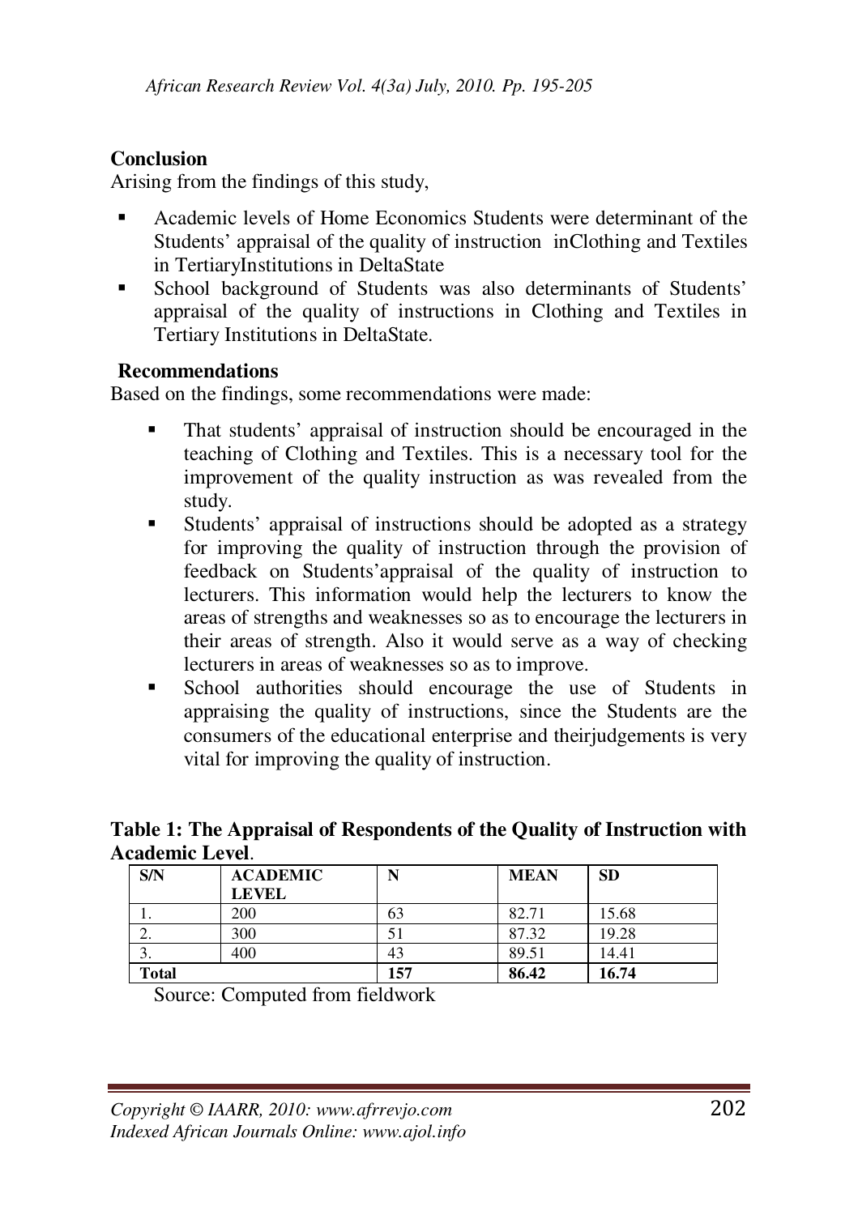## Conclusion

Arising from the findings of this study,

- Academic levels of Home Economics Students were determinant of the Students' appraisal of the quality of instruction inClothing and Textiles in TertiaryInstitutions in DeltaState
- School background of Students was also determinants of Students' appraisal of the quality of instructions in Clothing and Textiles in Tertiary Institutions in DeltaState.

## Recommendations

Based on the findings, some recommendations were made:

- That students' appraisal of instruction should be encouraged in the teaching of Clothing and Textiles. This is a necessary tool for the improvement of the quality instruction as was revealed from the study.
- Students' appraisal of instructions should be adopted as a strategy for improving the quality of instruction through the provision of feedback on Students'appraisal of the quality of instruction to lecturers. This information would help the lecturers to know the areas of strengths and weaknesses so as to encourage the lecturers in their areas of strength. Also it would serve as a way of checking lecturers in areas of weaknesses so as to improve.
- School authorities should encourage the use of Students in appraising the quality of instructions, since the Students are the consumers of the educational enterprise and theirjudgements is very vital for improving the quality of instruction.

**Table 1: The Appraisal of Respondents of the Quality of Instruction with Academic Level**.

| S/N | ACADEMIC LEVEL | N | MEAN | SD |
|---|---|---|---|---|
| 1. | 200 | 63 | 82.71 | 15.68 |
| 2. | 300 | 51 | 87.32 | 19.28 |
| 3. | 400 | 43 | 89.51 | 14.41 |
| **Total** | | **157** | **86.42** | **16.74** |

Source: Computed from fieldwork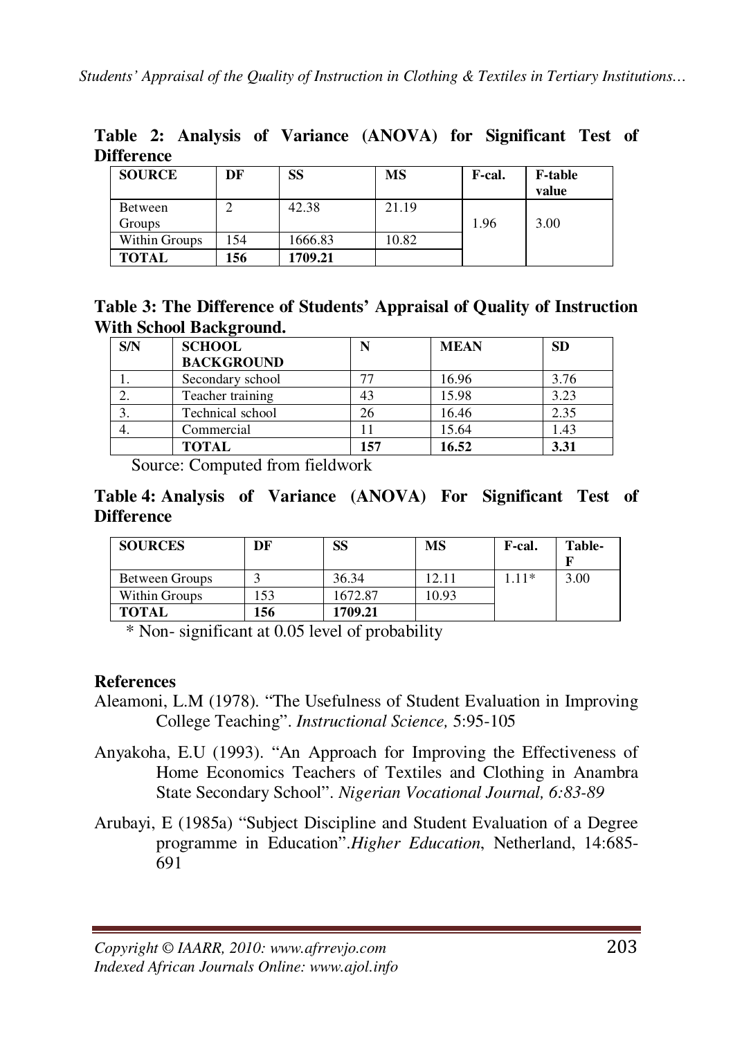**Table 2: Analysis of Variance (ANOVA) for Significant Test of Difference**

| SOURCE | DF | SS | MS | F-cal. | F-table value |
|---|---|---|---|---|---|
| Between Groups | 2 | 42.38 | 21.19 | 1.96 | 3.00 |
| Within Groups | 154 | 1666.83 | 10.82 | | |
| **TOTAL** | **156** | **1709.21** | | | |

**Table 3: The Difference of Students' Appraisal of Quality of Instruction With School Background.**

| S/N | SCHOOL BACKGROUND | N | MEAN | SD |
|---|---|---|---|---|
| 1. | Secondary school | 77 | 16.96 | 3.76 |
| 2. | Teacher training | 43 | 15.98 | 3.23 |
| 3. | Technical school | 26 | 16.46 | 2.35 |
| 4. | Commercial | 11 | 15.64 | 1.43 |
| | **TOTAL** | **157** | **16.52** | **3.31** |

Source: Computed from fieldwork

**Table 4: Analysis of Variance (ANOVA) For Significant Test of Difference**

| SOURCES | DF | SS | MS | F-cal. | Table-F |
|---|---|---|---|---|---|
| Between Groups | 3 | 36.34 | 12.11 | 1.11* | 3.00 |
| Within Groups | 153 | 1672.87 | 10.93 | | |
| **TOTAL** | **156** | **1709.21** | | | |

\* Non- significant at 0.05 level of probability

## References

Aleamoni, L.M (1978). "The Usefulness of Student Evaluation in Improving College Teaching". *Instructional Science,* 5:95-105

Anyakoha, E.U (1993). "An Approach for Improving the Effectiveness of Home Economics Teachers of Textiles and Clothing in Anambra State Secondary School". *Nigerian Vocational Journal, 6:83-89*

Arubayi, E (1985a) "Subject Discipline and Student Evaluation of a Degree programme in Education".*Higher Education*, Netherland, 14:685-691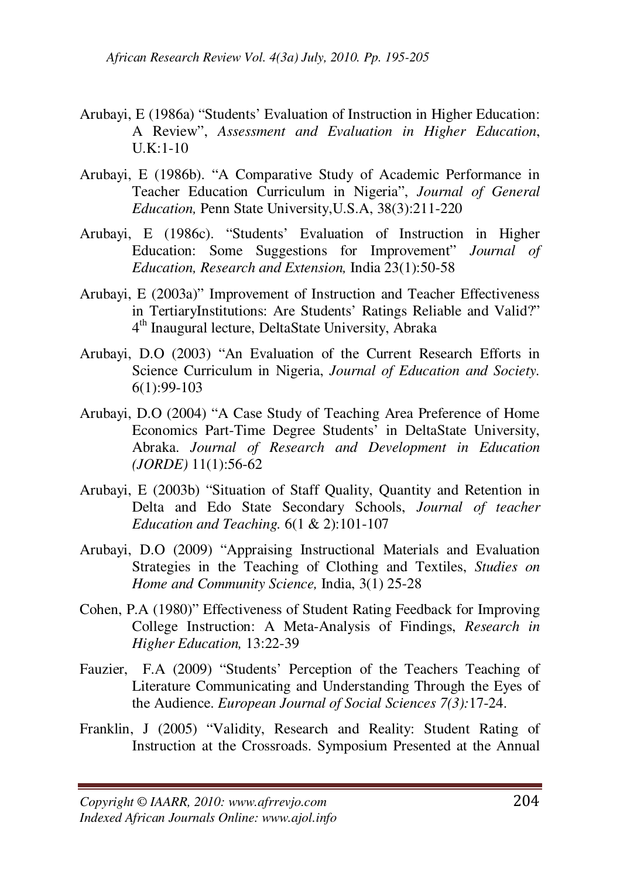Arubayi, E (1986a) "Students' Evaluation of Instruction in Higher Education: A Review", *Assessment and Evaluation in Higher Education*, U.K:1-10

Arubayi, E (1986b). "A Comparative Study of Academic Performance in Teacher Education Curriculum in Nigeria", *Journal of General Education,* Penn State University,U.S.A, 38(3):211-220

Arubayi, E (1986c). "Students' Evaluation of Instruction in Higher Education: Some Suggestions for Improvement" *Journal of Education, Research and Extension,* India 23(1):50-58

Arubayi, E (2003a)" Improvement of Instruction and Teacher Effectiveness in TertiaryInstitutions: Are Students' Ratings Reliable and Valid?" 4th Inaugural lecture, DeltaState University, Abraka

Arubayi, D.O (2003) "An Evaluation of the Current Research Efforts in Science Curriculum in Nigeria, *Journal of Education and Society.* 6(1):99-103

Arubayi, D.O (2004) "A Case Study of Teaching Area Preference of Home Economics Part-Time Degree Students' in DeltaState University, Abraka. *Journal of Research and Development in Education (JORDE)* 11(1):56-62

Arubayi, E (2003b) "Situation of Staff Quality, Quantity and Retention in Delta and Edo State Secondary Schools, *Journal of teacher Education and Teaching.* 6(1 & 2):101-107

Arubayi, D.O (2009) "Appraising Instructional Materials and Evaluation Strategies in the Teaching of Clothing and Textiles, *Studies on Home and Community Science,* India, 3(1) 25-28

Cohen, P.A (1980)" Effectiveness of Student Rating Feedback for Improving College Instruction: A Meta-Analysis of Findings, *Research in Higher Education,* 13:22-39

Fauzier, F.A (2009) "Students' Perception of the Teachers Teaching of Literature Communicating and Understanding Through the Eyes of the Audience. *European Journal of Social Sciences 7(3):*17-24.

Franklin, J (2005) "Validity, Research and Reality: Student Rating of Instruction at the Crossroads. Symposium Presented at the Annual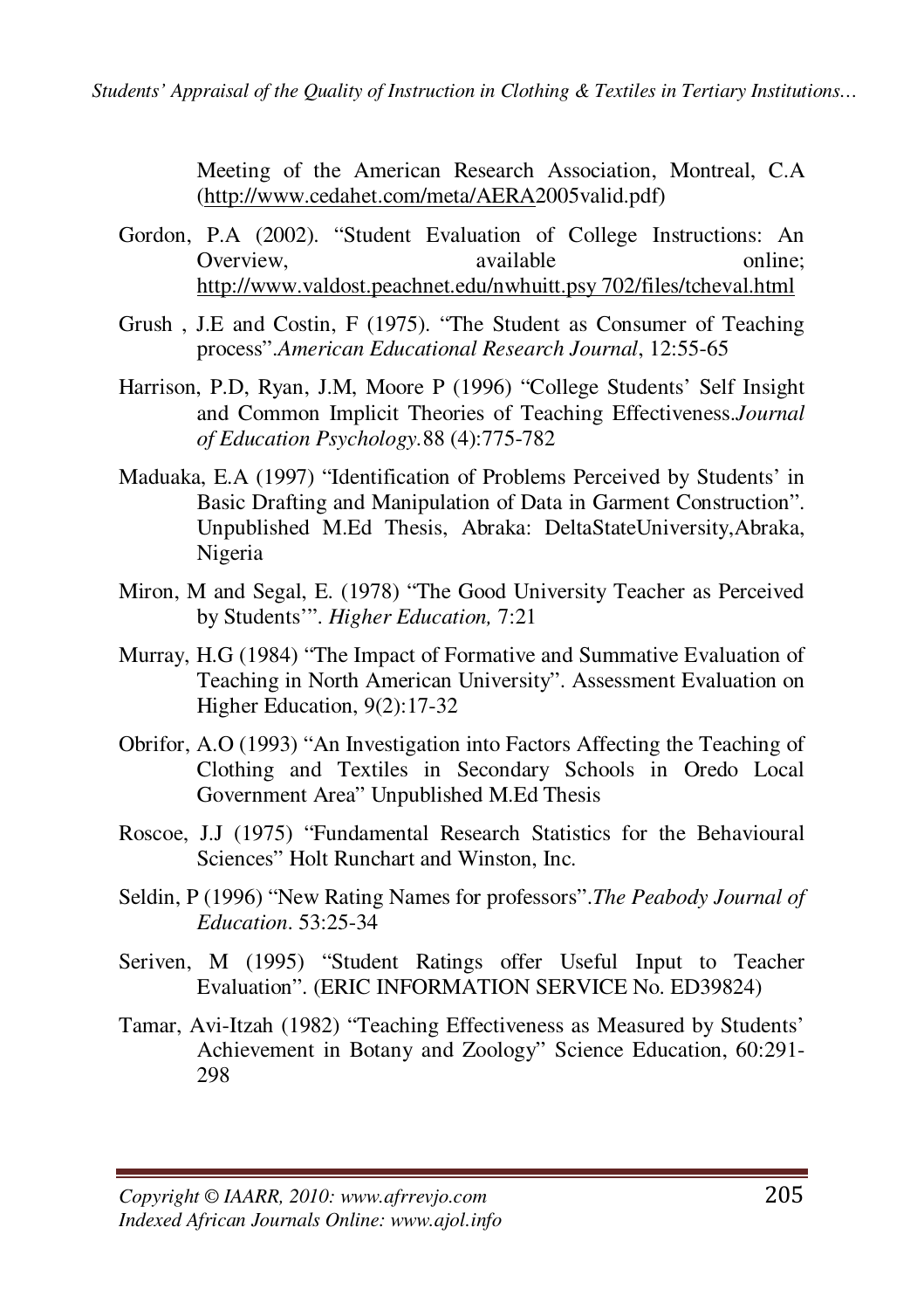Meeting of the American Research Association, Montreal, C.A (http://www.cedahet.com/meta/AERA2005valid.pdf)

Gordon, P.A (2002). "Student Evaluation of College Instructions: An Overview, available online; http://www.valdost.peachnet.edu/nwhuitt.psy 702/files/tcheval.html

Grush , J.E and Costin, F (1975). "The Student as Consumer of Teaching process".*American Educational Research Journal*, 12:55-65

Harrison, P.D, Ryan, J.M, Moore P (1996) "College Students' Self Insight and Common Implicit Theories of Teaching Effectiveness.*Journal of Education Psychology*.88 (4):775-782

Maduaka, E.A (1997) "Identification of Problems Perceived by Students' in Basic Drafting and Manipulation of Data in Garment Construction". Unpublished M.Ed Thesis, Abraka: DeltaStateUniversity,Abraka, Nigeria

Miron, M and Segal, E. (1978) "The Good University Teacher as Perceived by Students'". *Higher Education,* 7:21

Murray, H.G (1984) "The Impact of Formative and Summative Evaluation of Teaching in North American University". Assessment Evaluation on Higher Education, 9(2):17-32

Obrifor, A.O (1993) "An Investigation into Factors Affecting the Teaching of Clothing and Textiles in Secondary Schools in Oredo Local Government Area" Unpublished M.Ed Thesis

Roscoe, J.J (1975) "Fundamental Research Statistics for the Behavioural Sciences" Holt Runchart and Winston, Inc.

Seldin, P (1996) "New Rating Names for professors".*The Peabody Journal of Education*. 53:25-34

Seriven, M (1995) "Student Ratings offer Useful Input to Teacher Evaluation". (ERIC INFORMATION SERVICE No. ED39824)

Tamar, Avi-Itzah (1982) "Teaching Effectiveness as Measured by Students' Achievement in Botany and Zoology" Science Education, 60:291-298